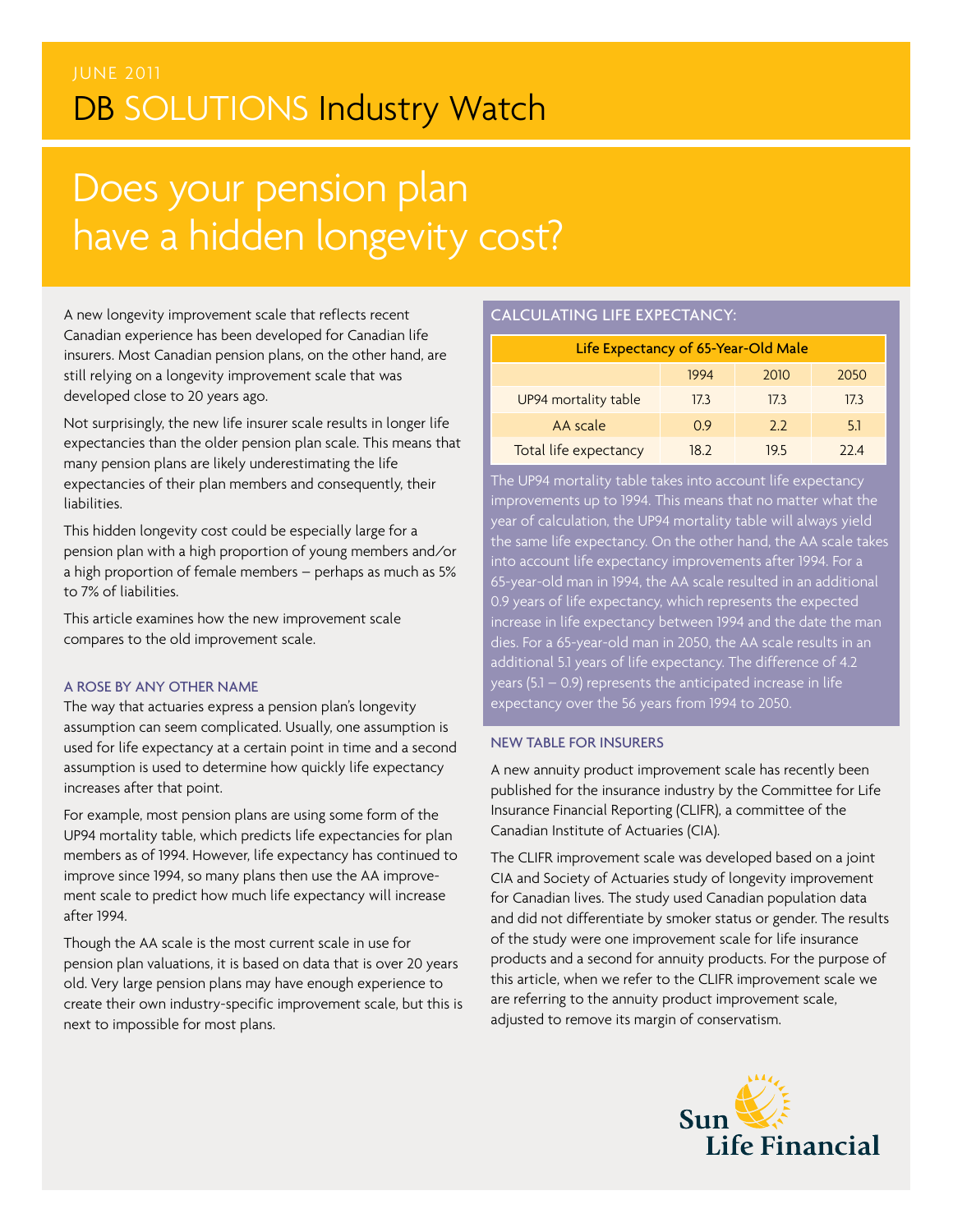JUNE 2011

# DB SOLUTIONS Industry Watch

# Does your pension plan have a hidden longevity cost?

A new longevity improvement scale that reflects recent Canadian experience has been developed for Canadian life insurers. Most Canadian pension plans, on the other hand, are still relying on a longevity improvement scale that was developed close to 20 years ago.

Not surprisingly, the new life insurer scale results in longer life expectancies than the older pension plan scale. This means that many pension plans are likely underestimating the life expectancies of their plan members and consequently, their liabilities.

This hidden longevity cost could be especially large for a pension plan with a high proportion of young members and/or a high proportion of female members – perhaps as much as 5% to 7% of liabilities.

This article examines how the new improvement scale compares to the old improvement scale.

### A ROSE BY ANY OTHER NAME

The way that actuaries express a pension plan's longevity assumption can seem complicated. Usually, one assumption is used for life expectancy at a certain point in time and a second assumption is used to determine how quickly life expectancy increases after that point.

For example, most pension plans are using some form of the UP94 mortality table, which predicts life expectancies for plan members as of 1994. However, life expectancy has continued to improve since 1994, so many plans then use the AA improvement scale to predict how much life expectancy will increase after 1994.

Though the AA scale is the most current scale in use for pension plan valuations, it is based on data that is over 20 years old. Very large pension plans may have enough experience to create their own industry-specific improvement scale, but this is next to impossible for most plans.

### CALCULATING LIFE EXPECTANCY:

| Life Expectancy of 65-Year-Old Male | | | |
|---|---|---|---|
| | 1994 | 2010 | 2050 |
| UP94 mortality table | 17.3 | 17.3 | 17.3 |
| AA scale | 0.9 | 2.2 | 5.1 |
| Total life expectancy | 18.2 | 19.5 | 22.4 |

The UP94 mortality table takes into account life expectancy improvements up to 1994. This means that no matter what the year of calculation, the UP94 mortality table will always yield the same life expectancy. On the other hand, the AA scale takes into account life expectancy improvements after 1994. For a 65-year-old man in 1994, the AA scale resulted in an additional 0.9 years of life expectancy, which represents the expected increase in life expectancy between 1994 and the date the man dies. For a 65-year-old man in 2050, the AA scale results in an additional 5.1 years of life expectancy. The difference of 4.2 years (5.1 – 0.9) represents the anticipated increase in life expectancy over the 56 years from 1994 to 2050.

### NEW TABLE FOR INSURERS

A new annuity product improvement scale has recently been published for the insurance industry by the Committee for Life Insurance Financial Reporting (CLIFR), a committee of the Canadian Institute of Actuaries (CIA).

The CLIFR improvement scale was developed based on a joint CIA and Society of Actuaries study of longevity improvement for Canadian lives. The study used Canadian population data and did not differentiate by smoker status or gender. The results of the study were one improvement scale for life insurance products and a second for annuity products. For the purpose of this article, when we refer to the CLIFR improvement scale we are referring to the annuity product improvement scale, adjusted to remove its margin of conservatism.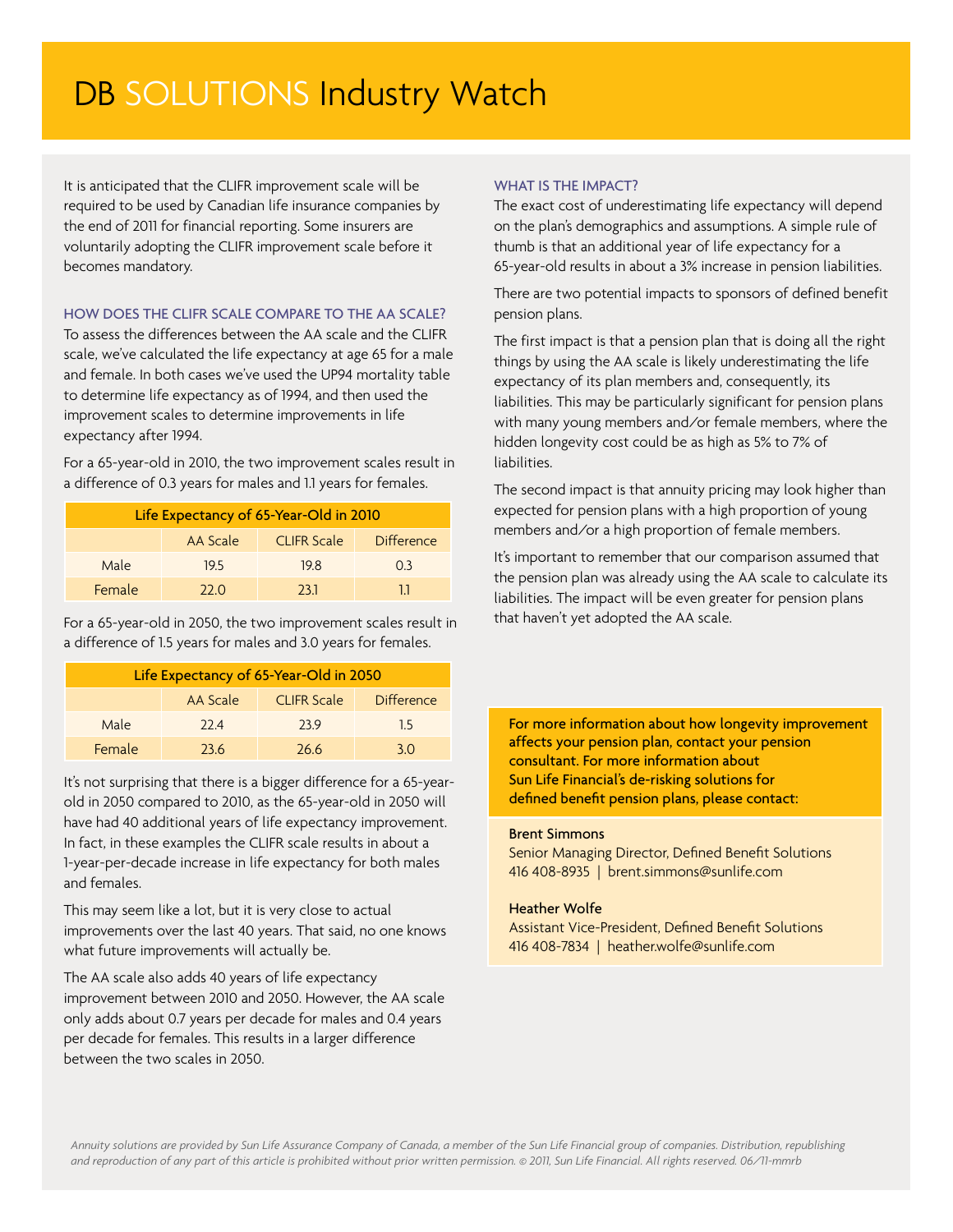# DB SOLUTIONS Industry Watch

It is anticipated that the CLIFR improvement scale will be required to be used by Canadian life insurance companies by the end of 2011 for financial reporting. Some insurers are voluntarily adopting the CLIFR improvement scale before it becomes mandatory.

## HOW DOES THE CLIFR SCALE COMPARE TO THE AA SCALE?

To assess the differences between the AA scale and the CLIFR scale, we've calculated the life expectancy at age 65 for a male and female. In both cases we've used the UP94 mortality table to determine life expectancy as of 1994, and then used the improvement scales to determine improvements in life expectancy after 1994.

For a 65-year-old in 2010, the two improvement scales result in a difference of 0.3 years for males and 1.1 years for females.

| Life Expectancy of 65-Year-Old in 2010 | | | |
|---|---|---|---|
| | AA Scale | CLIFR Scale | Difference |
| Male | 19.5 | 19.8 | 0.3 |
| Female | 22.0 | 23.1 | 1.1 |

For a 65-year-old in 2050, the two improvement scales result in a difference of 1.5 years for males and 3.0 years for females.

| Life Expectancy of 65-Year-Old in 2050 | | | |
|---|---|---|---|
| | AA Scale | CLIFR Scale | Difference |
| Male | 22.4 | 23.9 | 1.5 |
| Female | 23.6 | 26.6 | 3.0 |

It's not surprising that there is a bigger difference for a 65-year-old in 2050 compared to 2010, as the 65-year-old in 2050 will have had 40 additional years of life expectancy improvement. In fact, in these examples the CLIFR scale results in about a 1-year-per-decade increase in life expectancy for both males and females.

This may seem like a lot, but it is very close to actual improvements over the last 40 years. That said, no one knows what future improvements will actually be.

The AA scale also adds 40 years of life expectancy improvement between 2010 and 2050. However, the AA scale only adds about 0.7 years per decade for males and 0.4 years per decade for females. This results in a larger difference between the two scales in 2050.

## WHAT IS THE IMPACT?

The exact cost of underestimating life expectancy will depend on the plan's demographics and assumptions. A simple rule of thumb is that an additional year of life expectancy for a 65-year-old results in about a 3% increase in pension liabilities.

There are two potential impacts to sponsors of defined benefit pension plans.

The first impact is that a pension plan that is doing all the right things by using the AA scale is likely underestimating the life expectancy of its plan members and, consequently, its liabilities. This may be particularly significant for pension plans with many young members and/or female members, where the hidden longevity cost could be as high as 5% to 7% of liabilities.

The second impact is that annuity pricing may look higher than expected for pension plans with a high proportion of young members and/or a high proportion of female members.

It's important to remember that our comparison assumed that the pension plan was already using the AA scale to calculate its liabilities. The impact will be even greater for pension plans that haven't yet adopted the AA scale.

**For more information about how longevity improvement affects your pension plan, contact your pension consultant. For more information about Sun Life Financial's de-risking solutions for defined benefit pension plans, please contact:**

**Brent Simmons**
Senior Managing Director, Defined Benefit Solutions
416 408-8935 | brent.simmons@sunlife.com

**Heather Wolfe**
Assistant Vice-President, Defined Benefit Solutions
416 408-7834 | heather.wolfe@sunlife.com

*Annuity solutions are provided by Sun Life Assurance Company of Canada, a member of the Sun Life Financial group of companies. Distribution, republishing and reproduction of any part of this article is prohibited without prior written permission. © 2011, Sun Life Financial. All rights reserved. 06/11-mmrb*